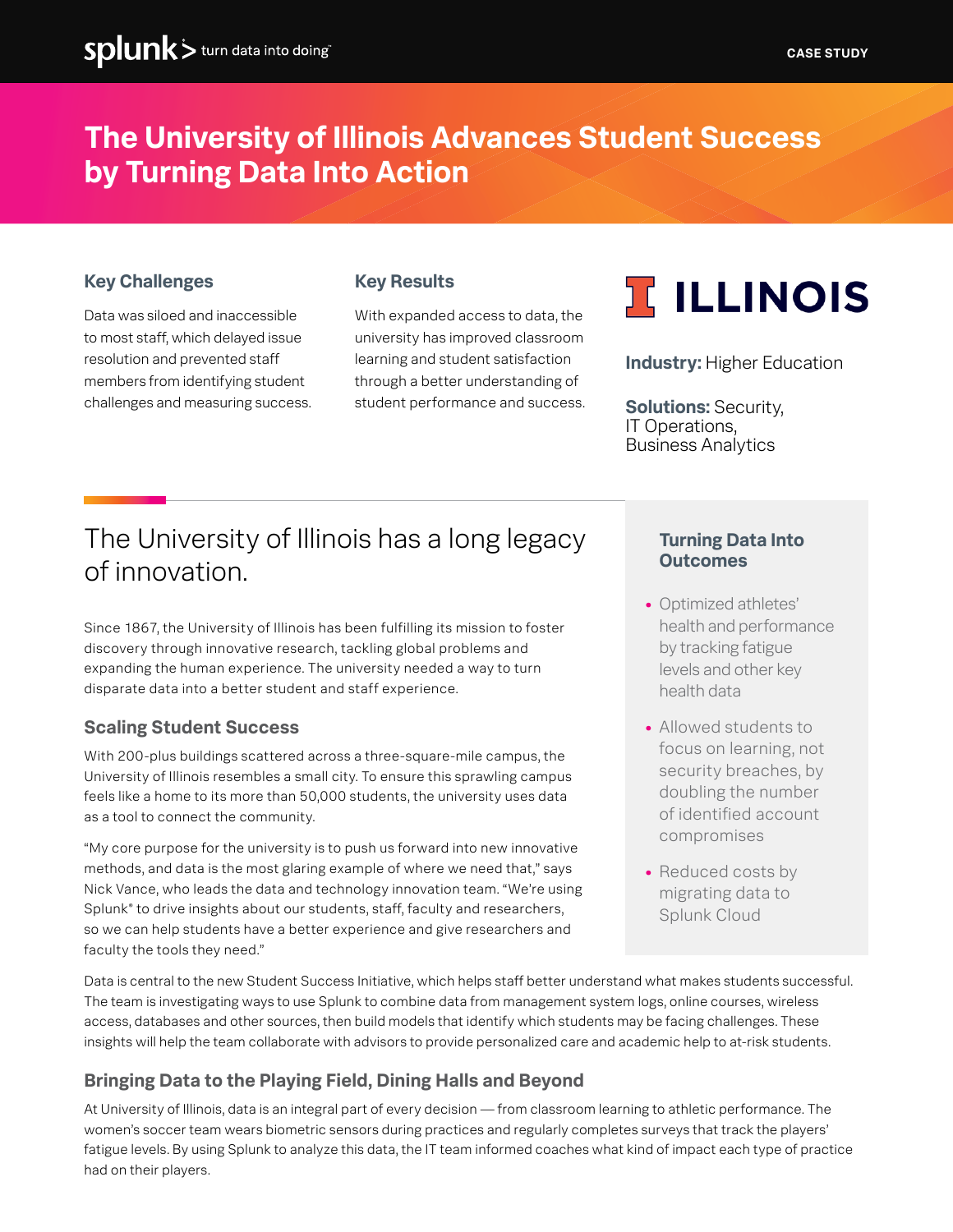splunk> turn data into doing

CASE STUDY

# The University of Illinois Advances Student Success by Turning Data Into Action

### Key Challenges

Data was siloed and inaccessible to most staff, which delayed issue resolution and prevented staff members from identifying student challenges and measuring success.

### Key Results

With expanded access to data, the university has improved classroom learning and student satisfaction through a better understanding of student performance and success.

ILLINOIS

**Industry:** Higher Education

**Solutions:** Security, IT Operations, Business Analytics

## The University of Illinois has a long legacy of innovation.

Since 1867, the University of Illinois has been fulfilling its mission to foster discovery through innovative research, tackling global problems and expanding the human experience. The university needed a way to turn disparate data into a better student and staff experience.

### Scaling Student Success

With 200-plus buildings scattered across a three-square-mile campus, the University of Illinois resembles a small city. To ensure this sprawling campus feels like a home to its more than 50,000 students, the university uses data as a tool to connect the community.

"My core purpose for the university is to push us forward into new innovative methods, and data is the most glaring example of where we need that," says Nick Vance, who leads the data and technology innovation team. "We're using Splunk® to drive insights about our students, staff, faculty and researchers, so we can help students have a better experience and give researchers and faculty the tools they need."

### Turning Data Into Outcomes

- Optimized athletes' health and performance by tracking fatigue levels and other key health data
- Allowed students to focus on learning, not security breaches, by doubling the number of identified account compromises
- Reduced costs by migrating data to Splunk Cloud

Data is central to the new Student Success Initiative, which helps staff better understand what makes students successful. The team is investigating ways to use Splunk to combine data from management system logs, online courses, wireless access, databases and other sources, then build models that identify which students may be facing challenges. These insights will help the team collaborate with advisors to provide personalized care and academic help to at-risk students.

### Bringing Data to the Playing Field, Dining Halls and Beyond

At University of Illinois, data is an integral part of every decision — from classroom learning to athletic performance. The women's soccer team wears biometric sensors during practices and regularly completes surveys that track the players' fatigue levels. By using Splunk to analyze this data, the IT team informed coaches what kind of impact each type of practice had on their players.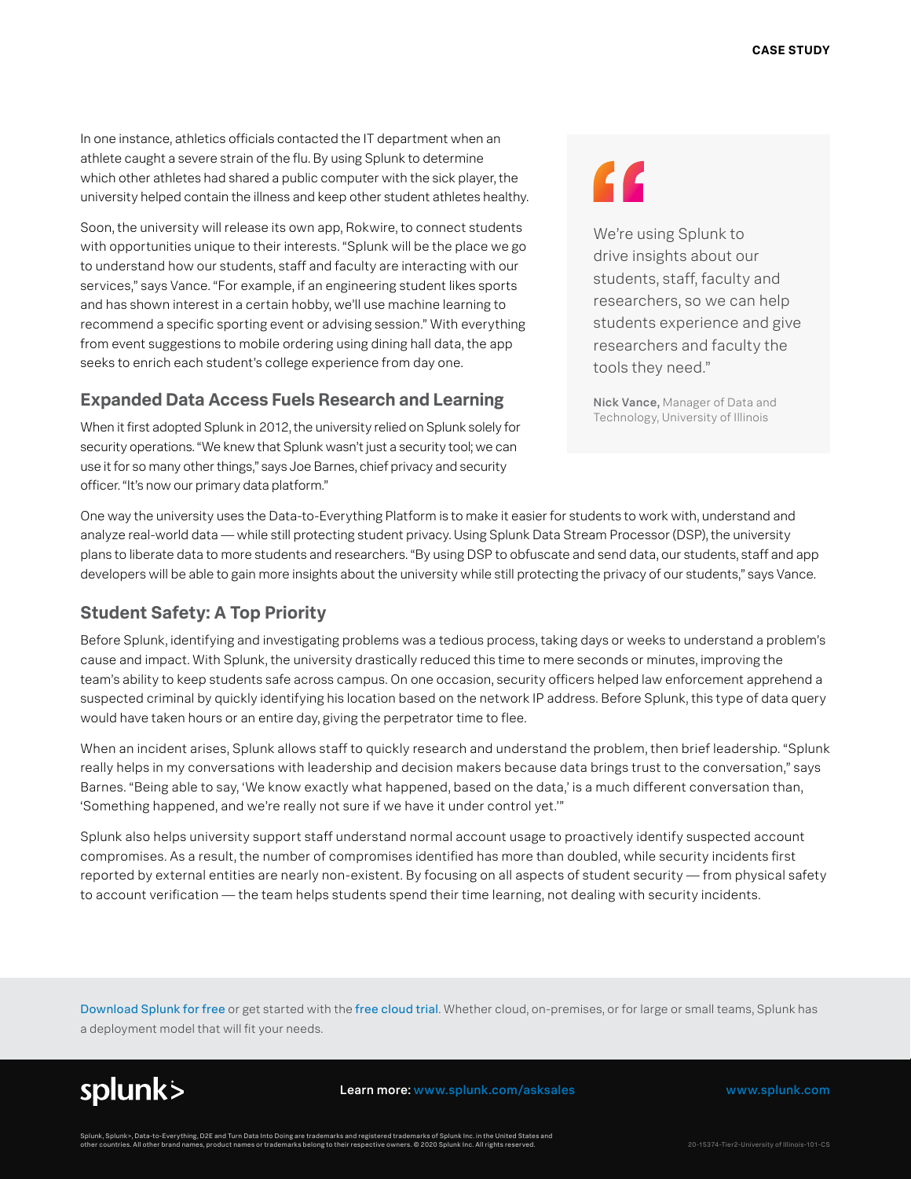In one instance, athletics officials contacted the IT department when an athlete caught a severe strain of the flu. By using Splunk to determine which other athletes had shared a public computer with the sick player, the university helped contain the illness and keep other student athletes healthy.

Soon, the university will release its own app, Rokwire, to connect students with opportunities unique to their interests. "Splunk will be the place we go to understand how our students, staff and faculty are interacting with our services," says Vance. "For example, if an engineering student likes sports and has shown interest in a certain hobby, we'll use machine learning to recommend a specific sporting event or advising session." With everything from event suggestions to mobile ordering using dining hall data, the app seeks to enrich each student's college experience from day one.

> "We're using Splunk to drive insights about our students, staff, faculty and researchers, so we can help students experience and give researchers and faculty the tools they need."
>
> **Nick Vance,** Manager of Data and Technology, University of Illinois

## Expanded Data Access Fuels Research and Learning

When it first adopted Splunk in 2012, the university relied on Splunk solely for security operations. "We knew that Splunk wasn't just a security tool; we can use it for so many other things," says Joe Barnes, chief privacy and security officer. "It's now our primary data platform."

One way the university uses the Data-to-Everything Platform is to make it easier for students to work with, understand and analyze real-world data — while still protecting student privacy. Using Splunk Data Stream Processor (DSP), the university plans to liberate data to more students and researchers. "By using DSP to obfuscate and send data, our students, staff and app developers will be able to gain more insights about the university while still protecting the privacy of our students," says Vance.

## Student Safety: A Top Priority

Before Splunk, identifying and investigating problems was a tedious process, taking days or weeks to understand a problem's cause and impact. With Splunk, the university drastically reduced this time to mere seconds or minutes, improving the team's ability to keep students safe across campus. On one occasion, security officers helped law enforcement apprehend a suspected criminal by quickly identifying his location based on the network IP address. Before Splunk, this type of data query would have taken hours or an entire day, giving the perpetrator time to flee.

When an incident arises, Splunk allows staff to quickly research and understand the problem, then brief leadership. "Splunk really helps in my conversations with leadership and decision makers because data brings trust to the conversation," says Barnes. "Being able to say, 'We know exactly what happened, based on the data,' is a much different conversation than, 'Something happened, and we're really not sure if we have it under control yet.'"

Splunk also helps university support staff understand normal account usage to proactively identify suspected account compromises. As a result, the number of compromises identified has more than doubled, while security incidents first reported by external entities are nearly non-existent. By focusing on all aspects of student security — from physical safety to account verification — the team helps students spend their time learning, not dealing with security incidents.

Download Splunk for free or get started with the free cloud trial. Whether cloud, on-premises, or for large or small teams, Splunk has a deployment model that will fit your needs.

splunk>

**Learn more:** www.splunk.com/asksales

www.splunk.com

Splunk, Splunk>, Data-to-Everything, D2E and Turn Data Into Doing are trademarks and registered trademarks of Splunk Inc. in the United States and other countries. All other brand names, product names or trademarks belong to their respective owners. © 2020 Splunk Inc. All rights reserved.

20-15374-Tier2-University of Illinois-101-CS